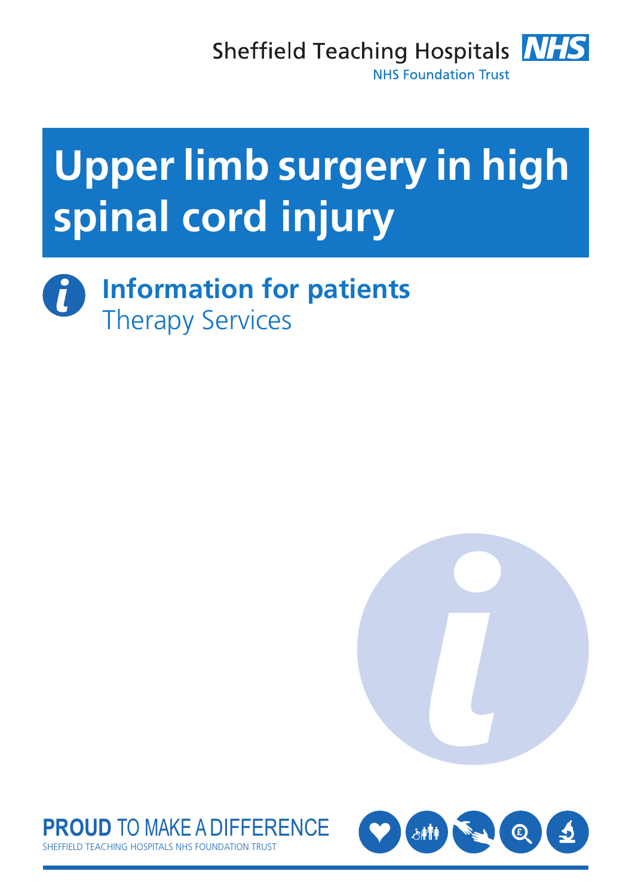Sheffield Teaching Hospitals NHS Foundation Trust

# Upper limb surgery in high spinal cord injury

## Information for patients
Therapy Services

**PROUD** TO MAKE A DIFFERENCE
SHEFFIELD TEACHING HOSPITALS NHS FOUNDATION TRUST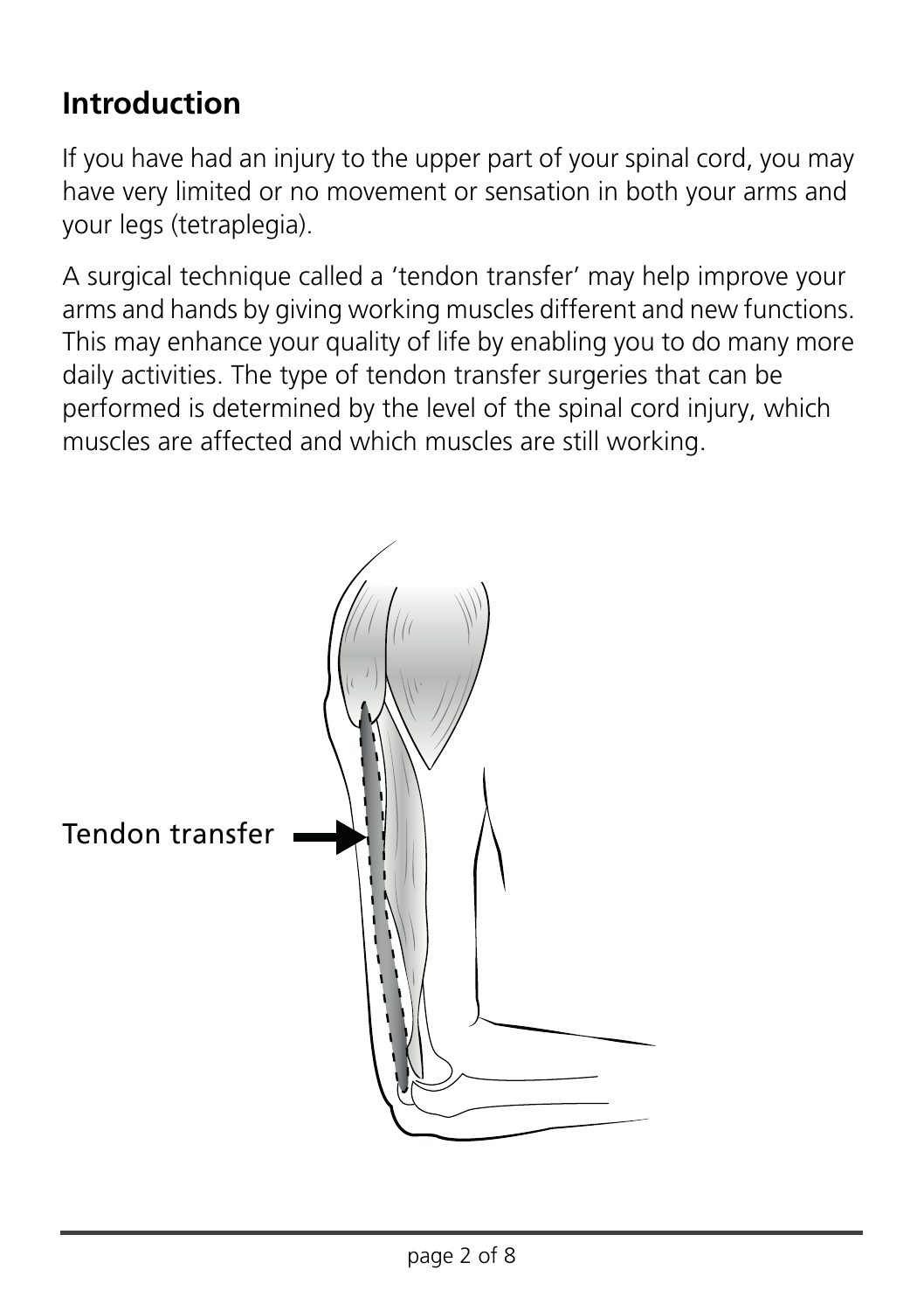## Introduction

If you have had an injury to the upper part of your spinal cord, you may have very limited or no movement or sensation in both your arms and your legs (tetraplegia).

A surgical technique called a 'tendon transfer' may help improve your arms and hands by giving working muscles different and new functions. This may enhance your quality of life by enabling you to do many more daily activities. The type of tendon transfer surgeries that can be performed is determined by the level of the spinal cord injury, which muscles are affected and which muscles are still working.

Tendon transfer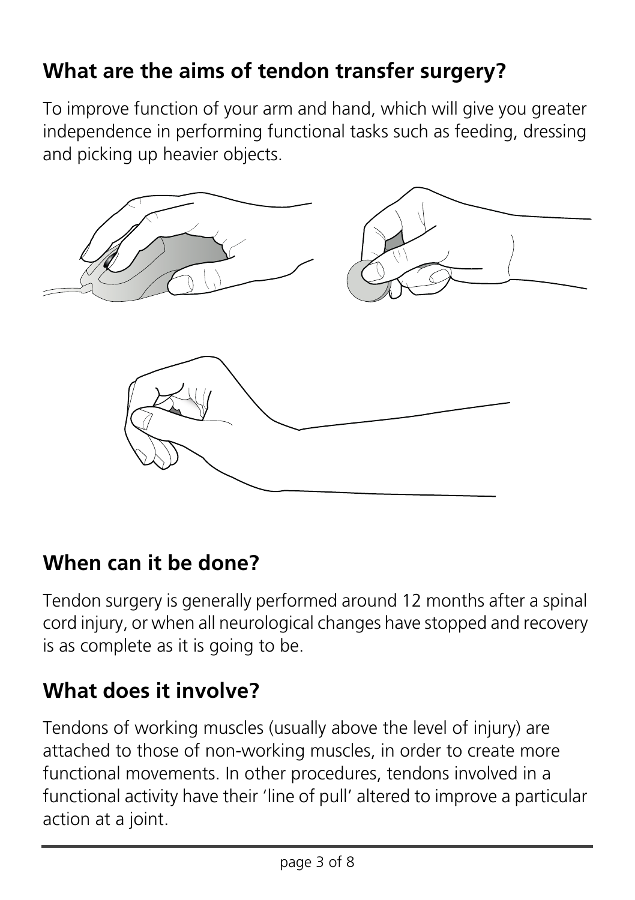## What are the aims of tendon transfer surgery?

To improve function of your arm and hand, which will give you greater independence in performing functional tasks such as feeding, dressing and picking up heavier objects.

## When can it be done?

Tendon surgery is generally performed around 12 months after a spinal cord injury, or when all neurological changes have stopped and recovery is as complete as it is going to be.

## What does it involve?

Tendons of working muscles (usually above the level of injury) are attached to those of non-working muscles, in order to create more functional movements. In other procedures, tendons involved in a functional activity have their 'line of pull' altered to improve a particular action at a joint.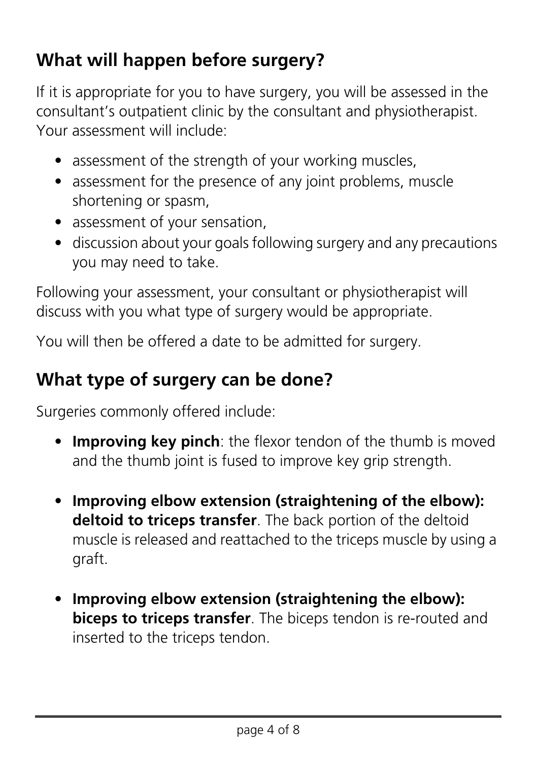## What will happen before surgery?

If it is appropriate for you to have surgery, you will be assessed in the consultant's outpatient clinic by the consultant and physiotherapist. Your assessment will include:

- assessment of the strength of your working muscles,
- assessment for the presence of any joint problems, muscle shortening or spasm,
- assessment of your sensation,
- discussion about your goals following surgery and any precautions you may need to take.

Following your assessment, your consultant or physiotherapist will discuss with you what type of surgery would be appropriate.

You will then be offered a date to be admitted for surgery.

## What type of surgery can be done?

Surgeries commonly offered include:

- **Improving key pinch**: the flexor tendon of the thumb is moved and the thumb joint is fused to improve key grip strength.

- **Improving elbow extension (straightening of the elbow): deltoid to triceps transfer**. The back portion of the deltoid muscle is released and reattached to the triceps muscle by using a graft.

- **Improving elbow extension (straightening the elbow): biceps to triceps transfer**. The biceps tendon is re-routed and inserted to the triceps tendon.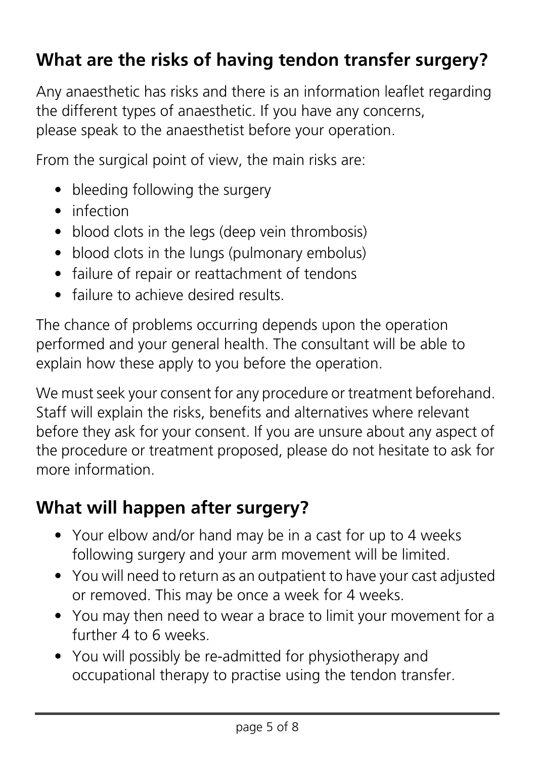## What are the risks of having tendon transfer surgery?

Any anaesthetic has risks and there is an information leaflet regarding the different types of anaesthetic. If you have any concerns, please speak to the anaesthetist before your operation.

From the surgical point of view, the main risks are:

- bleeding following the surgery
- infection
- blood clots in the legs (deep vein thrombosis)
- blood clots in the lungs (pulmonary embolus)
- failure of repair or reattachment of tendons
- failure to achieve desired results.

The chance of problems occurring depends upon the operation performed and your general health. The consultant will be able to explain how these apply to you before the operation.

We must seek your consent for any procedure or treatment beforehand. Staff will explain the risks, benefits and alternatives where relevant before they ask for your consent. If you are unsure about any aspect of the procedure or treatment proposed, please do not hesitate to ask for more information.

## What will happen after surgery?

- Your elbow and/or hand may be in a cast for up to 4 weeks following surgery and your arm movement will be limited.
- You will need to return as an outpatient to have your cast adjusted or removed. This may be once a week for 4 weeks.
- You may then need to wear a brace to limit your movement for a further 4 to 6 weeks.
- You will possibly be re-admitted for physiotherapy and occupational therapy to practise using the tendon transfer.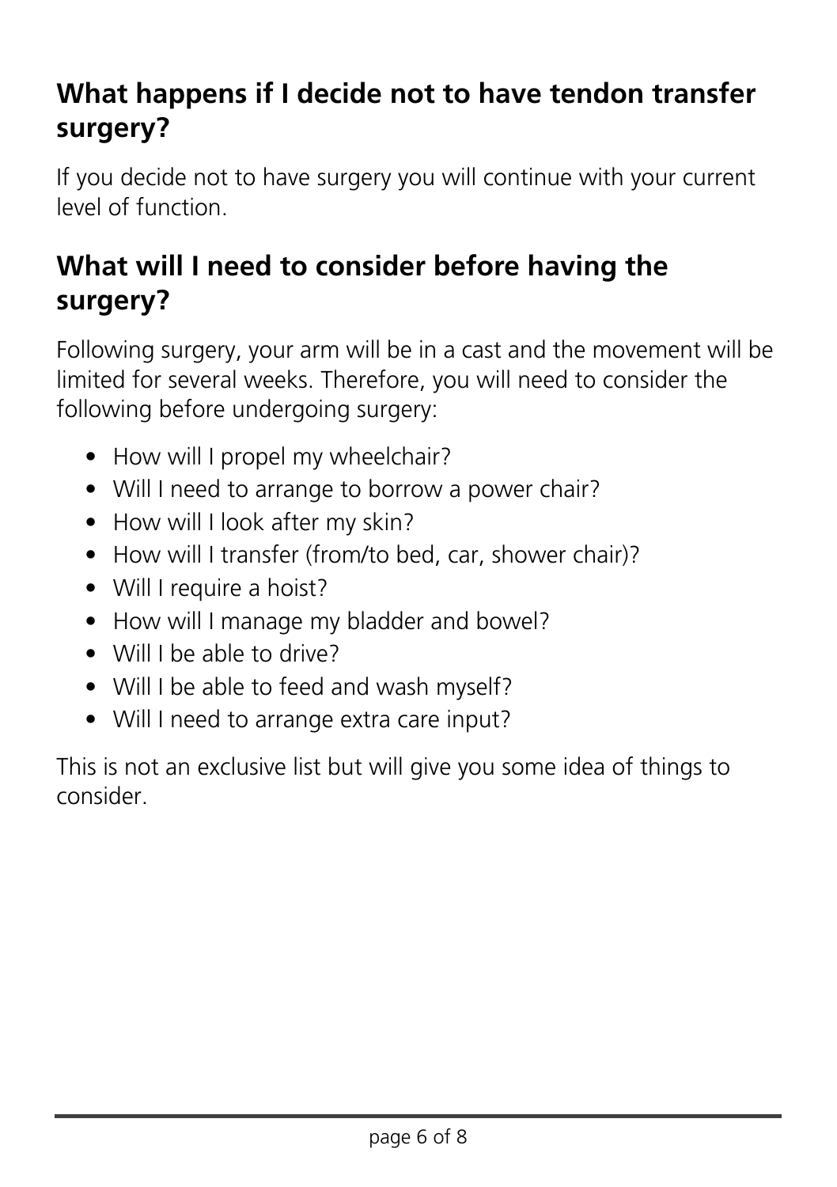## What happens if I decide not to have tendon transfer surgery?

If you decide not to have surgery you will continue with your current level of function.

## What will I need to consider before having the surgery?

Following surgery, your arm will be in a cast and the movement will be limited for several weeks. Therefore, you will need to consider the following before undergoing surgery:

- How will I propel my wheelchair?
- Will I need to arrange to borrow a power chair?
- How will I look after my skin?
- How will I transfer (from/to bed, car, shower chair)?
- Will I require a hoist?
- How will I manage my bladder and bowel?
- Will I be able to drive?
- Will I be able to feed and wash myself?
- Will I need to arrange extra care input?

This is not an exclusive list but will give you some idea of things to consider.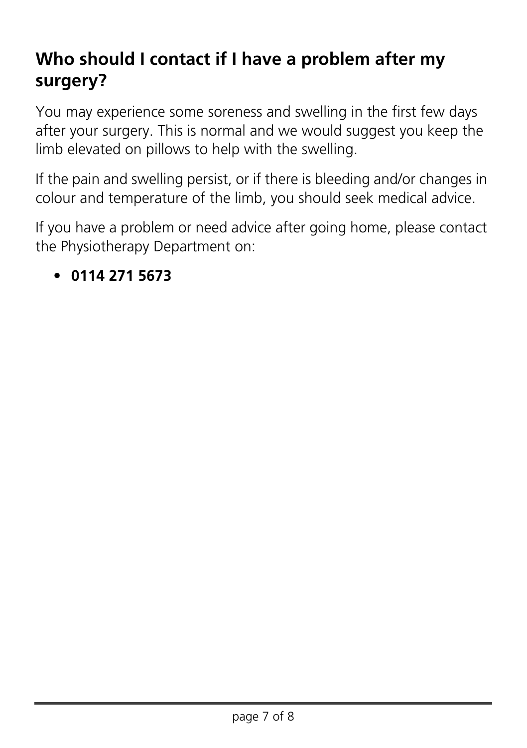## Who should I contact if I have a problem after my surgery?

You may experience some soreness and swelling in the first few days after your surgery. This is normal and we would suggest you keep the limb elevated on pillows to help with the swelling.

If the pain and swelling persist, or if there is bleeding and/or changes in colour and temperature of the limb, you should seek medical advice.

If you have a problem or need advice after going home, please contact the Physiotherapy Department on:

- **0114 271 5673**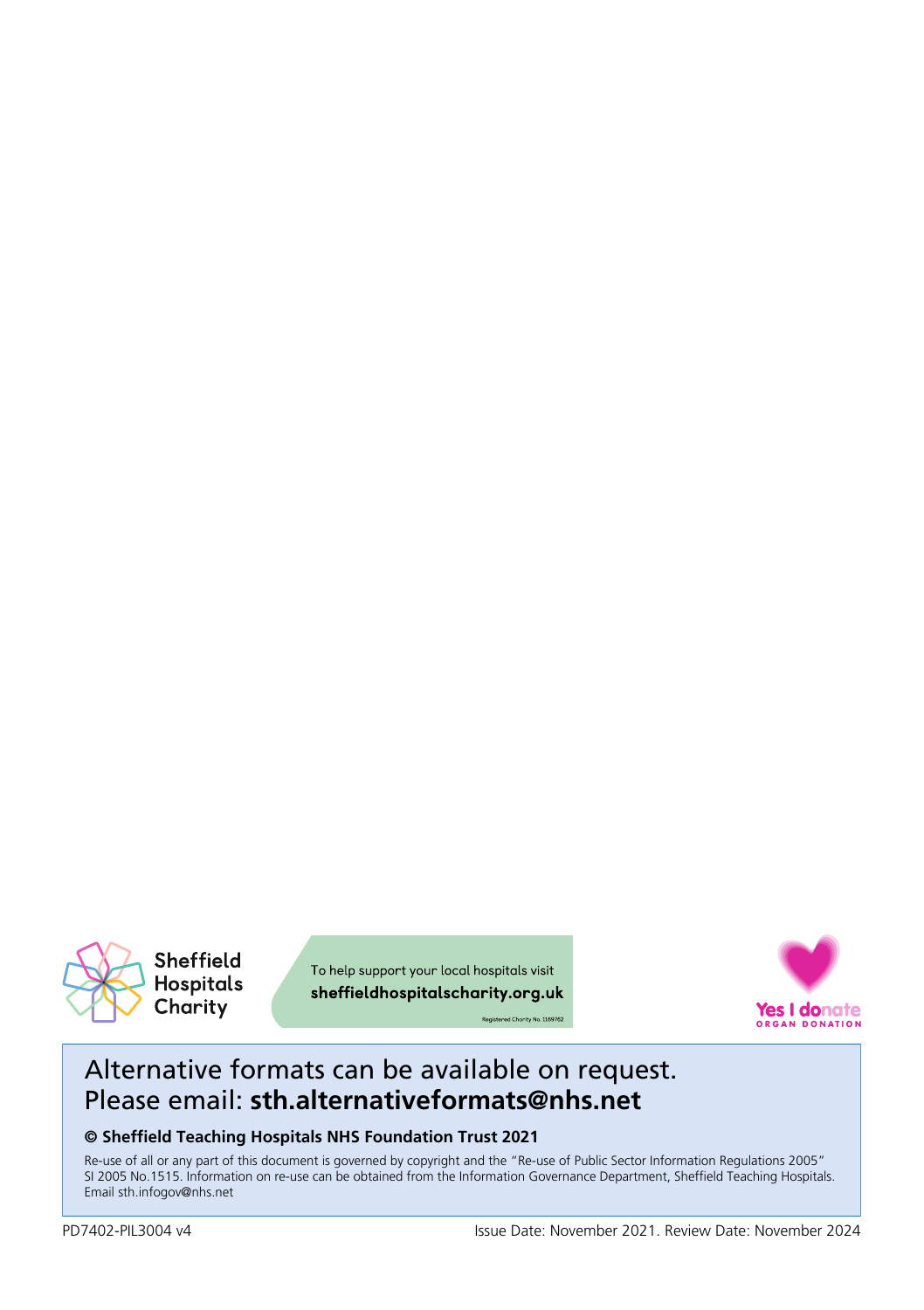Sheffield Hospitals Charity

To help support your local hospitals visit **sheffieldhospitalscharity.org.uk**

Registered Charity No. 1169762

Yes I donate ORGAN DONATION

Alternative formats can be available on request.
Please email: **sth.alternativeformats@nhs.net**

**© Sheffield Teaching Hospitals NHS Foundation Trust 2021**

Re-use of all or any part of this document is governed by copyright and the "Re-use of Public Sector Information Regulations 2005" SI 2005 No.1515. Information on re-use can be obtained from the Information Governance Department, Sheffield Teaching Hospitals. Email sth.infogov@nhs.net

PD7402-PIL3004 v4

Issue Date: November 2021. Review Date: November 2024